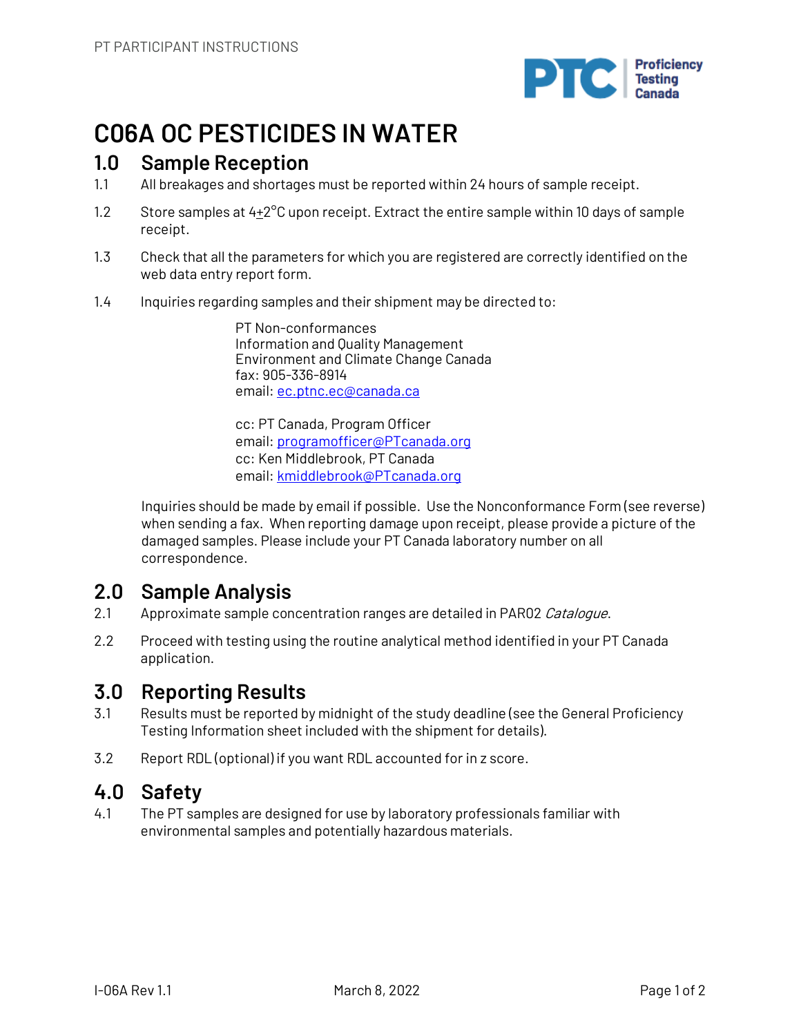PT PARTICIPANT INSTRUCTIONS

# C06A OC PESTICIDES IN WATER

## 1.0 Sample Reception

1.1 All breakages and shortages must be reported within 24 hours of sample receipt.

1.2 Store samples at 4±2°C upon receipt. Extract the entire sample within 10 days of sample receipt.

1.3 Check that all the parameters for which you are registered are correctly identified on the web data entry report form.

1.4 Inquiries regarding samples and their shipment may be directed to:

> PT Non-conformances
> Information and Quality Management
> Environment and Climate Change Canada
> fax: 905-336-8914
> email: ec.ptnc.ec@canada.ca
>
> cc: PT Canada, Program Officer
> email: programofficer@PTcanada.org
> cc: Ken Middlebrook, PT Canada
> email: kmiddlebrook@PTcanada.org

Inquiries should be made by email if possible. Use the Nonconformance Form (see reverse) when sending a fax. When reporting damage upon receipt, please provide a picture of the damaged samples. Please include your PT Canada laboratory number on all correspondence.

## 2.0 Sample Analysis

2.1 Approximate sample concentration ranges are detailed in PAR02 *Catalogue*.

2.2 Proceed with testing using the routine analytical method identified in your PT Canada application.

## 3.0 Reporting Results

3.1 Results must be reported by midnight of the study deadline (see the General Proficiency Testing Information sheet included with the shipment for details).

3.2 Report RDL (optional) if you want RDL accounted for in z score.

## 4.0 Safety

4.1 The PT samples are designed for use by laboratory professionals familiar with environmental samples and potentially hazardous materials.

I-06A Rev 1.1 March 8, 2022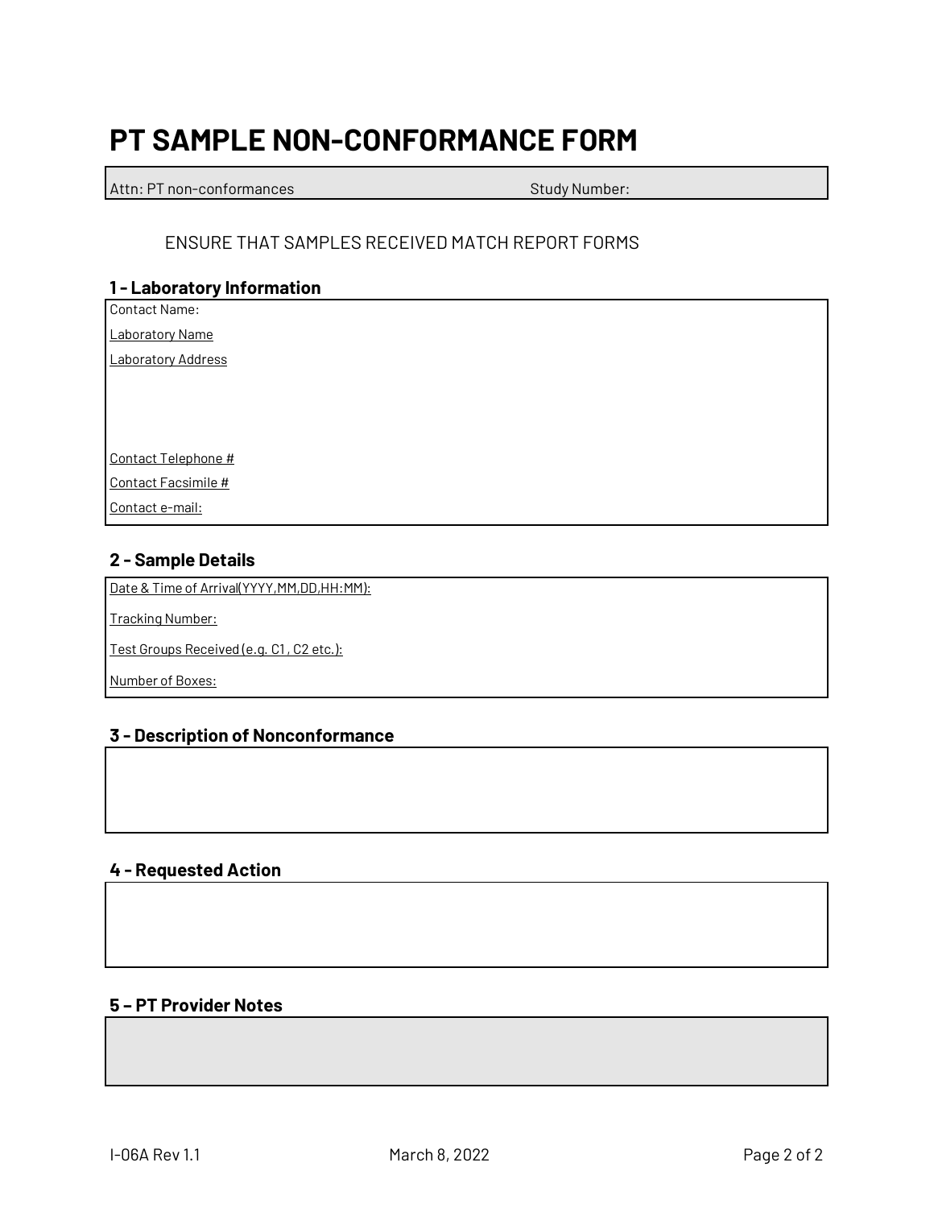# PT SAMPLE NON-CONFORMANCE FORM

Attn: PT non-conformances Study Number:

ENSURE THAT SAMPLES RECEIVED MATCH REPORT FORMS

### 1 - Laboratory Information

Contact Name:

Laboratory Name

Laboratory Address

Contact Telephone #

Contact Facsimile #

Contact e-mail:

### 2 - Sample Details

Date & Time of Arrival(YYYY,MM,DD,HH:MM):

Tracking Number:

Test Groups Received (e.g. C1 , C2 etc.):

Number of Boxes:

### 3 - Description of Nonconformance

### 4 - Requested Action

### 5 – PT Provider Notes

I-06A Rev 1.1 March 8, 2022